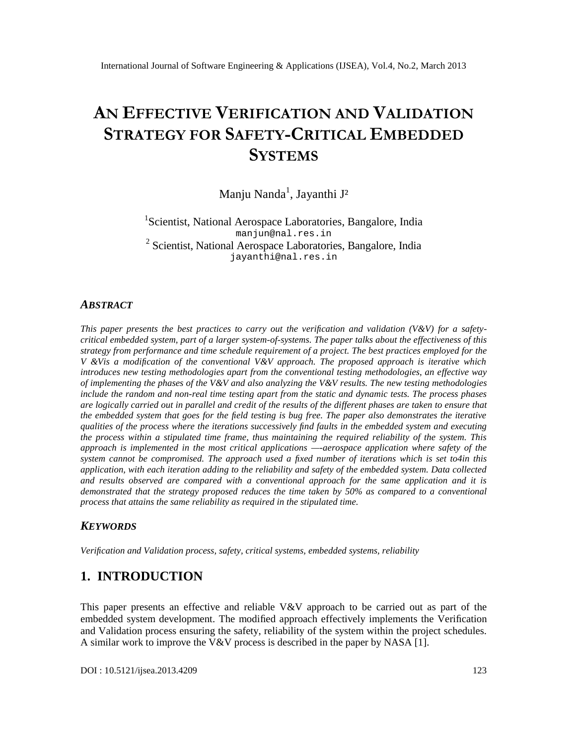# AN EFFECTIVE VERIFICATION AND VALIDATION STRATEGY FOR SAFETY-CRITICAL EMBEDDED SYSTEMS

Manju Nanda[1], Jayanthi J[2]

[1]Scientist, National Aerospace Laboratories, Bangalore, India
manjun@nal.res.in
[2] Scientist, National Aerospace Laboratories, Bangalore, India
jayanthi@nal.res.in

## *ABSTRACT*

*This paper presents the best practices to carry out the verification and validation (V&V) for a safety-critical embedded system, part of a larger system-of-systems. The paper talks about the effectiveness of this strategy from performance and time schedule requirement of a project. The best practices employed for the V &Vis a modification of the conventional V&V approach. The proposed approach is iterative which introduces new testing methodologies apart from the conventional testing methodologies, an effective way of implementing the phases of the V&V and also analyzing the V&V results. The new testing methodologies include the random and non-real time testing apart from the static and dynamic tests. The process phases are logically carried out in parallel and credit of the results of the different phases are taken to ensure that the embedded system that goes for the field testing is bug free. The paper also demonstrates the iterative qualities of the process where the iterations successively find faults in the embedded system and executing the process within a stipulated time frame, thus maintaining the required reliability of the system. This approach is implemented in the most critical applications —-aerospace application where safety of the system cannot be compromised. The approach used a fixed number of iterations which is set to4in this application, with each iteration adding to the reliability and safety of the embedded system. Data collected and results observed are compared with a conventional approach for the same application and it is demonstrated that the strategy proposed reduces the time taken by 50% as compared to a conventional process that attains the same reliability as required in the stipulated time.*

## *KEYWORDS*

*Verification and Validation process, safety, critical systems, embedded systems, reliability*

## 1. INTRODUCTION

This paper presents an effective and reliable V&V approach to be carried out as part of the embedded system development. The modified approach effectively implements the Verification and Validation process ensuring the safety, reliability of the system within the project schedules. A similar work to improve the V&V process is described in the paper by NASA [1].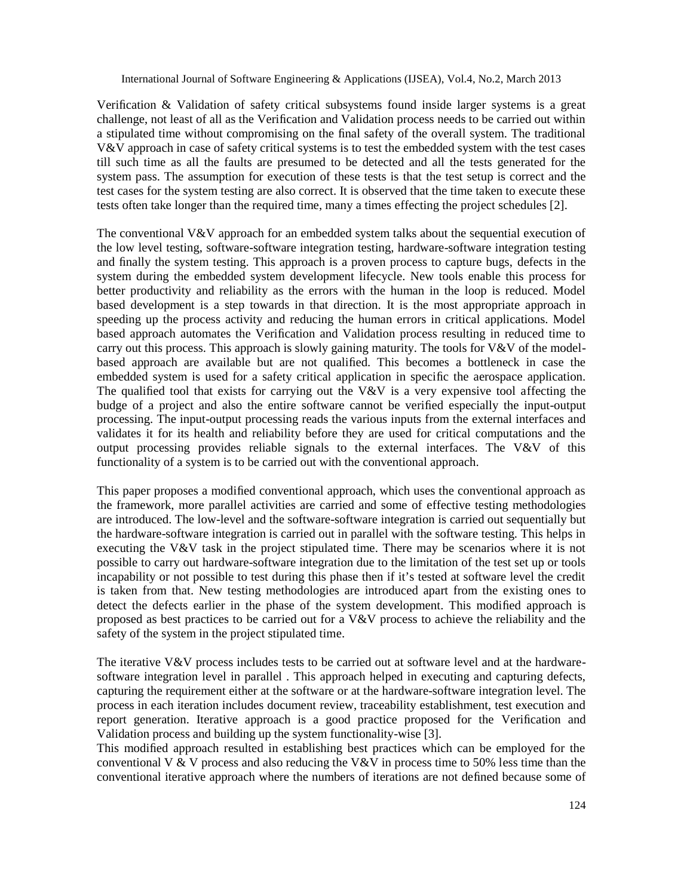Verification & Validation of safety critical subsystems found inside larger systems is a great challenge, not least of all as the Verification and Validation process needs to be carried out within a stipulated time without compromising on the final safety of the overall system. The traditional V&V approach in case of safety critical systems is to test the embedded system with the test cases till such time as all the faults are presumed to be detected and all the tests generated for the system pass. The assumption for execution of these tests is that the test setup is correct and the test cases for the system testing are also correct. It is observed that the time taken to execute these tests often take longer than the required time, many a times effecting the project schedules [2].

The conventional V&V approach for an embedded system talks about the sequential execution of the low level testing, software-software integration testing, hardware-software integration testing and finally the system testing. This approach is a proven process to capture bugs, defects in the system during the embedded system development lifecycle. New tools enable this process for better productivity and reliability as the errors with the human in the loop is reduced. Model based development is a step towards in that direction. It is the most appropriate approach in speeding up the process activity and reducing the human errors in critical applications. Model based approach automates the Verification and Validation process resulting in reduced time to carry out this process. This approach is slowly gaining maturity. The tools for V&V of the model-based approach are available but are not qualified. This becomes a bottleneck in case the embedded system is used for a safety critical application in specific the aerospace application. The qualified tool that exists for carrying out the V&V is a very expensive tool affecting the budge of a project and also the entire software cannot be verified especially the input-output processing. The input-output processing reads the various inputs from the external interfaces and validates it for its health and reliability before they are used for critical computations and the output processing provides reliable signals to the external interfaces. The V&V of this functionality of a system is to be carried out with the conventional approach.

This paper proposes a modified conventional approach, which uses the conventional approach as the framework, more parallel activities are carried and some of effective testing methodologies are introduced. The low-level and the software-software integration is carried out sequentially but the hardware-software integration is carried out in parallel with the software testing. This helps in executing the V&V task in the project stipulated time. There may be scenarios where it is not possible to carry out hardware-software integration due to the limitation of the test set up or tools incapability or not possible to test during this phase then if it's tested at software level the credit is taken from that. New testing methodologies are introduced apart from the existing ones to detect the defects earlier in the phase of the system development. This modified approach is proposed as best practices to be carried out for a V&V process to achieve the reliability and the safety of the system in the project stipulated time.

The iterative V&V process includes tests to be carried out at software level and at the hardware-software integration level in parallel . This approach helped in executing and capturing defects, capturing the requirement either at the software or at the hardware-software integration level. The process in each iteration includes document review, traceability establishment, test execution and report generation. Iterative approach is a good practice proposed for the Verification and Validation process and building up the system functionality-wise [3].

This modified approach resulted in establishing best practices which can be employed for the conventional V & V process and also reducing the V&V in process time to 50% less time than the conventional iterative approach where the numbers of iterations are not defined because some of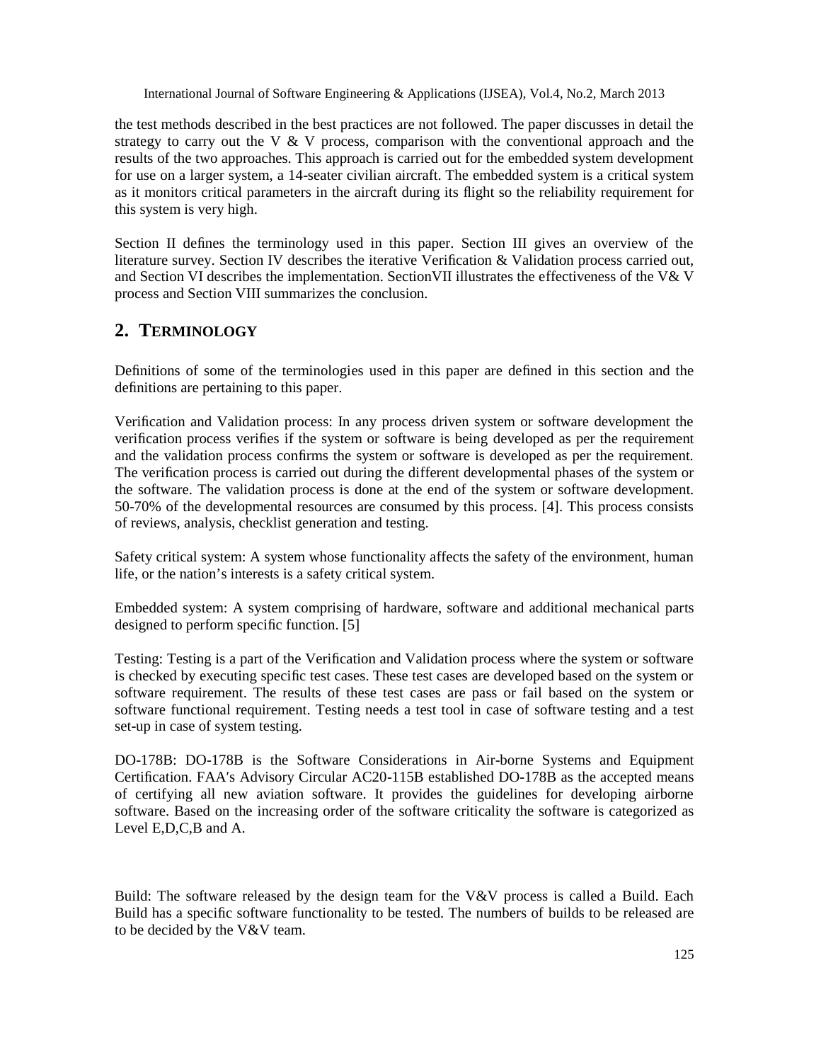the test methods described in the best practices are not followed. The paper discusses in detail the strategy to carry out the V & V process, comparison with the conventional approach and the results of the two approaches. This approach is carried out for the embedded system development for use on a larger system, a 14-seater civilian aircraft. The embedded system is a critical system as it monitors critical parameters in the aircraft during its flight so the reliability requirement for this system is very high.

Section II defines the terminology used in this paper. Section III gives an overview of the literature survey. Section IV describes the iterative Verification & Validation process carried out, and Section VI describes the implementation. SectionVII illustrates the effectiveness of the V& V process and Section VIII summarizes the conclusion.

## 2. TERMINOLOGY

Definitions of some of the terminologies used in this paper are defined in this section and the definitions are pertaining to this paper.

Verification and Validation process: In any process driven system or software development the verification process verifies if the system or software is being developed as per the requirement and the validation process confirms the system or software is developed as per the requirement. The verification process is carried out during the different developmental phases of the system or the software. The validation process is done at the end of the system or software development. 50-70% of the developmental resources are consumed by this process. [4]. This process consists of reviews, analysis, checklist generation and testing.

Safety critical system: A system whose functionality affects the safety of the environment, human life, or the nation's interests is a safety critical system.

Embedded system: A system comprising of hardware, software and additional mechanical parts designed to perform specific function. [5]

Testing: Testing is a part of the Verification and Validation process where the system or software is checked by executing specific test cases. These test cases are developed based on the system or software requirement. The results of these test cases are pass or fail based on the system or software functional requirement. Testing needs a test tool in case of software testing and a test set-up in case of system testing.

DO-178B: DO-178B is the Software Considerations in Air-borne Systems and Equipment Certification. FAA′s Advisory Circular AC20-115B established DO-178B as the accepted means of certifying all new aviation software. It provides the guidelines for developing airborne software. Based on the increasing order of the software criticality the software is categorized as Level E,D,C,B and A.

Build: The software released by the design team for the V&V process is called a Build. Each Build has a specific software functionality to be tested. The numbers of builds to be released are to be decided by the V&V team.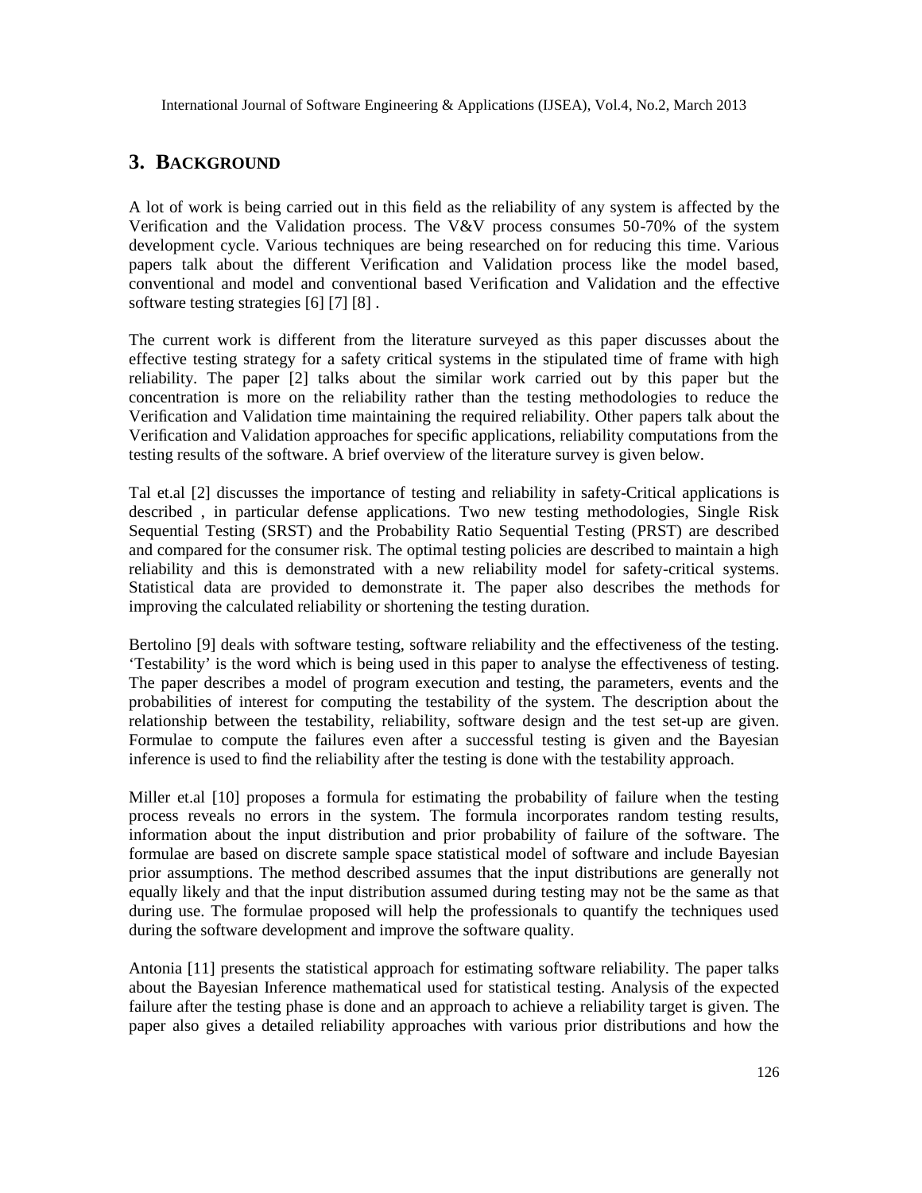## 3. BACKGROUND

A lot of work is being carried out in this field as the reliability of any system is affected by the Verification and the Validation process. The V&V process consumes 50-70% of the system development cycle. Various techniques are being researched on for reducing this time. Various papers talk about the different Verification and Validation process like the model based, conventional and model and conventional based Verification and Validation and the effective software testing strategies [6] [7] [8] .

The current work is different from the literature surveyed as this paper discusses about the effective testing strategy for a safety critical systems in the stipulated time of frame with high reliability. The paper [2] talks about the similar work carried out by this paper but the concentration is more on the reliability rather than the testing methodologies to reduce the Verification and Validation time maintaining the required reliability. Other papers talk about the Verification and Validation approaches for specific applications, reliability computations from the testing results of the software. A brief overview of the literature survey is given below.

Tal et.al [2] discusses the importance of testing and reliability in safety-Critical applications is described , in particular defense applications. Two new testing methodologies, Single Risk Sequential Testing (SRST) and the Probability Ratio Sequential Testing (PRST) are described and compared for the consumer risk. The optimal testing policies are described to maintain a high reliability and this is demonstrated with a new reliability model for safety-critical systems. Statistical data are provided to demonstrate it. The paper also describes the methods for improving the calculated reliability or shortening the testing duration.

Bertolino [9] deals with software testing, software reliability and the effectiveness of the testing. 'Testability' is the word which is being used in this paper to analyse the effectiveness of testing. The paper describes a model of program execution and testing, the parameters, events and the probabilities of interest for computing the testability of the system. The description about the relationship between the testability, reliability, software design and the test set-up are given. Formulae to compute the failures even after a successful testing is given and the Bayesian inference is used to find the reliability after the testing is done with the testability approach.

Miller et.al [10] proposes a formula for estimating the probability of failure when the testing process reveals no errors in the system. The formula incorporates random testing results, information about the input distribution and prior probability of failure of the software. The formulae are based on discrete sample space statistical model of software and include Bayesian prior assumptions. The method described assumes that the input distributions are generally not equally likely and that the input distribution assumed during testing may not be the same as that during use. The formulae proposed will help the professionals to quantify the techniques used during the software development and improve the software quality.

Antonia [11] presents the statistical approach for estimating software reliability. The paper talks about the Bayesian Inference mathematical used for statistical testing. Analysis of the expected failure after the testing phase is done and an approach to achieve a reliability target is given. The paper also gives a detailed reliability approaches with various prior distributions and how the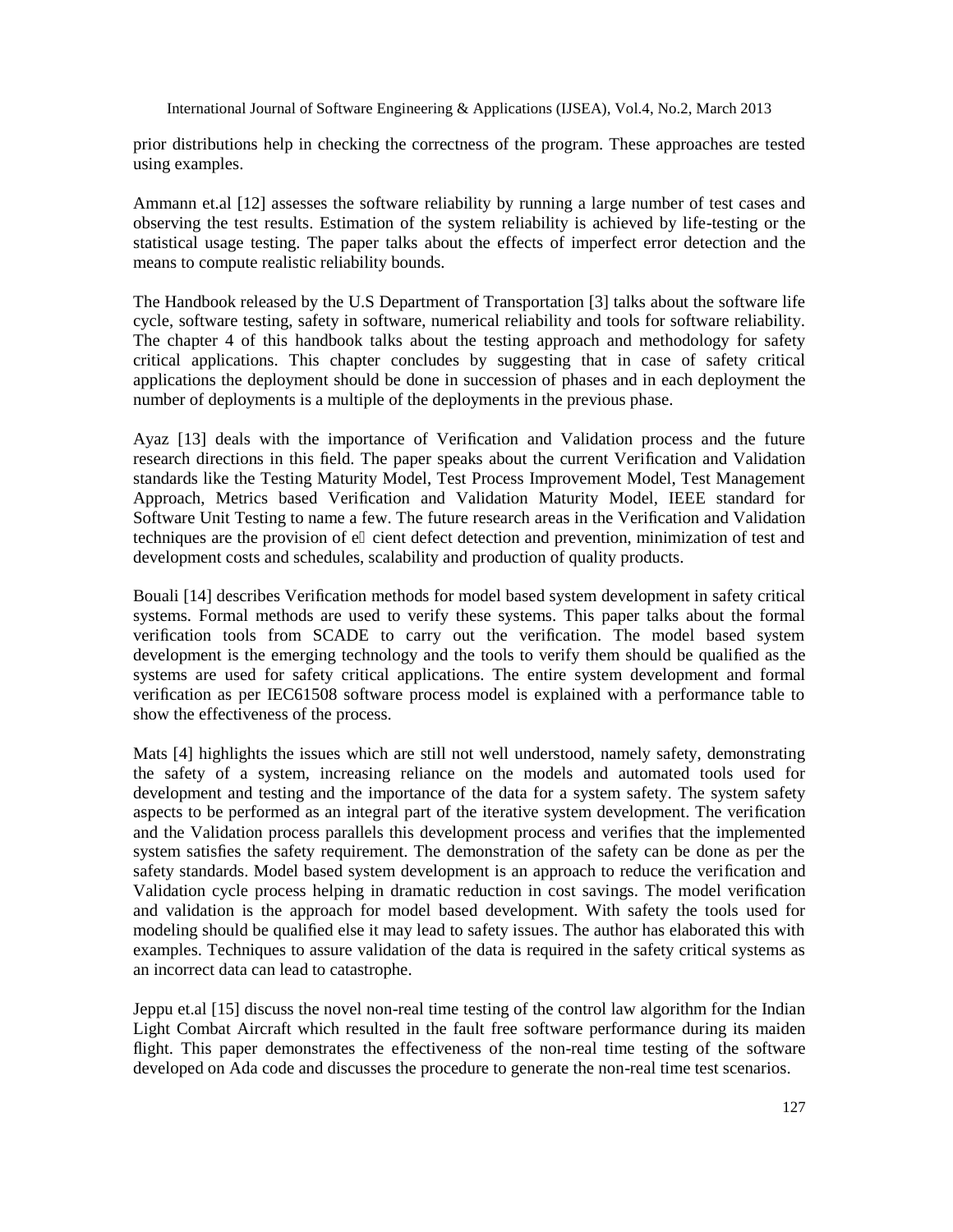prior distributions help in checking the correctness of the program. These approaches are tested using examples.

Ammann et.al [12] assesses the software reliability by running a large number of test cases and observing the test results. Estimation of the system reliability is achieved by life-testing or the statistical usage testing. The paper talks about the effects of imperfect error detection and the means to compute realistic reliability bounds.

The Handbook released by the U.S Department of Transportation [3] talks about the software life cycle, software testing, safety in software, numerical reliability and tools for software reliability. The chapter 4 of this handbook talks about the testing approach and methodology for safety critical applications. This chapter concludes by suggesting that in case of safety critical applications the deployment should be done in succession of phases and in each deployment the number of deployments is a multiple of the deployments in the previous phase.

Ayaz [13] deals with the importance of Verification and Validation process and the future research directions in this field. The paper speaks about the current Verification and Validation standards like the Testing Maturity Model, Test Process Improvement Model, Test Management Approach, Metrics based Verification and Validation Maturity Model, IEEE standard for Software Unit Testing to name a few. The future research areas in the Verification and Validation techniques are the provision of efficient defect detection and prevention, minimization of test and development costs and schedules, scalability and production of quality products.

Bouali [14] describes Verification methods for model based system development in safety critical systems. Formal methods are used to verify these systems. This paper talks about the formal verification tools from SCADE to carry out the verification. The model based system development is the emerging technology and the tools to verify them should be qualified as the systems are used for safety critical applications. The entire system development and formal verification as per IEC61508 software process model is explained with a performance table to show the effectiveness of the process.

Mats [4] highlights the issues which are still not well understood, namely safety, demonstrating the safety of a system, increasing reliance on the models and automated tools used for development and testing and the importance of the data for a system safety. The system safety aspects to be performed as an integral part of the iterative system development. The verification and the Validation process parallels this development process and verifies that the implemented system satisfies the safety requirement. The demonstration of the safety can be done as per the safety standards. Model based system development is an approach to reduce the verification and Validation cycle process helping in dramatic reduction in cost savings. The model verification and validation is the approach for model based development. With safety the tools used for modeling should be qualified else it may lead to safety issues. The author has elaborated this with examples. Techniques to assure validation of the data is required in the safety critical systems as an incorrect data can lead to catastrophe.

Jeppu et.al [15] discuss the novel non-real time testing of the control law algorithm for the Indian Light Combat Aircraft which resulted in the fault free software performance during its maiden flight. This paper demonstrates the effectiveness of the non-real time testing of the software developed on Ada code and discusses the procedure to generate the non-real time test scenarios.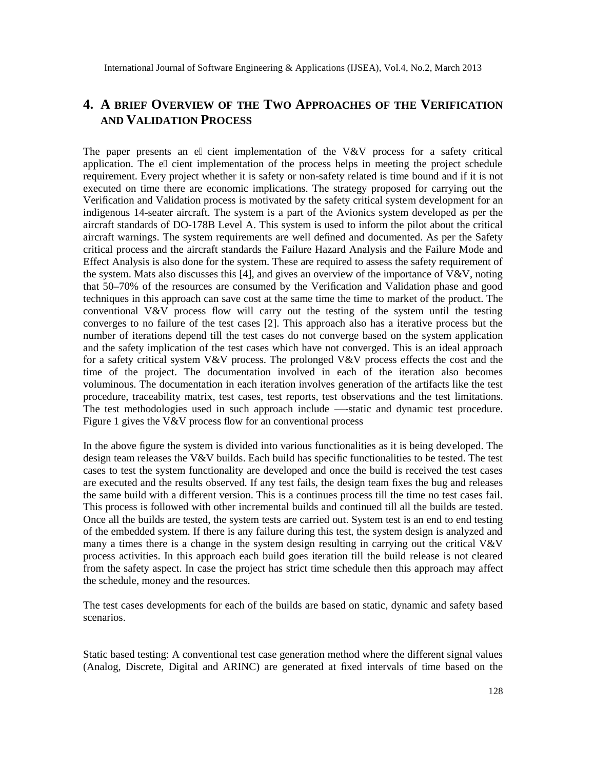## 4. A BRIEF OVERVIEW OF THE TWO APPROACHES OF THE VERIFICATION AND VALIDATION PROCESS

The paper presents an e cient implementation of the V&V process for a safety critical application. The e cient implementation of the process helps in meeting the project schedule requirement. Every project whether it is safety or non-safety related is time bound and if it is not executed on time there are economic implications. The strategy proposed for carrying out the Verification and Validation process is motivated by the safety critical system development for an indigenous 14-seater aircraft. The system is a part of the Avionics system developed as per the aircraft standards of DO-178B Level A. This system is used to inform the pilot about the critical aircraft warnings. The system requirements are well defined and documented. As per the Safety critical process and the aircraft standards the Failure Hazard Analysis and the Failure Mode and Effect Analysis is also done for the system. These are required to assess the safety requirement of the system. Mats also discusses this [4], and gives an overview of the importance of V&V, noting that 50–70% of the resources are consumed by the Verification and Validation phase and good techniques in this approach can save cost at the same time the time to market of the product. The conventional V&V process flow will carry out the testing of the system until the testing converges to no failure of the test cases [2]. This approach also has a iterative process but the number of iterations depend till the test cases do not converge based on the system application and the safety implication of the test cases which have not converged. This is an ideal approach for a safety critical system V&V process. The prolonged V&V process effects the cost and the time of the project. The documentation involved in each of the iteration also becomes voluminous. The documentation in each iteration involves generation of the artifacts like the test procedure, traceability matrix, test cases, test reports, test observations and the test limitations. The test methodologies used in such approach include —-static and dynamic test procedure. Figure 1 gives the V&V process flow for an conventional process

In the above figure the system is divided into various functionalities as it is being developed. The design team releases the V&V builds. Each build has specific functionalities to be tested. The test cases to test the system functionality are developed and once the build is received the test cases are executed and the results observed. If any test fails, the design team fixes the bug and releases the same build with a different version. This is a continues process till the time no test cases fail. This process is followed with other incremental builds and continued till all the builds are tested. Once all the builds are tested, the system tests are carried out. System test is an end to end testing of the embedded system. If there is any failure during this test, the system design is analyzed and many a times there is a change in the system design resulting in carrying out the critical V&V process activities. In this approach each build goes iteration till the build release is not cleared from the safety aspect. In case the project has strict time schedule then this approach may affect the schedule, money and the resources.

The test cases developments for each of the builds are based on static, dynamic and safety based scenarios.

Static based testing: A conventional test case generation method where the different signal values (Analog, Discrete, Digital and ARINC) are generated at fixed intervals of time based on the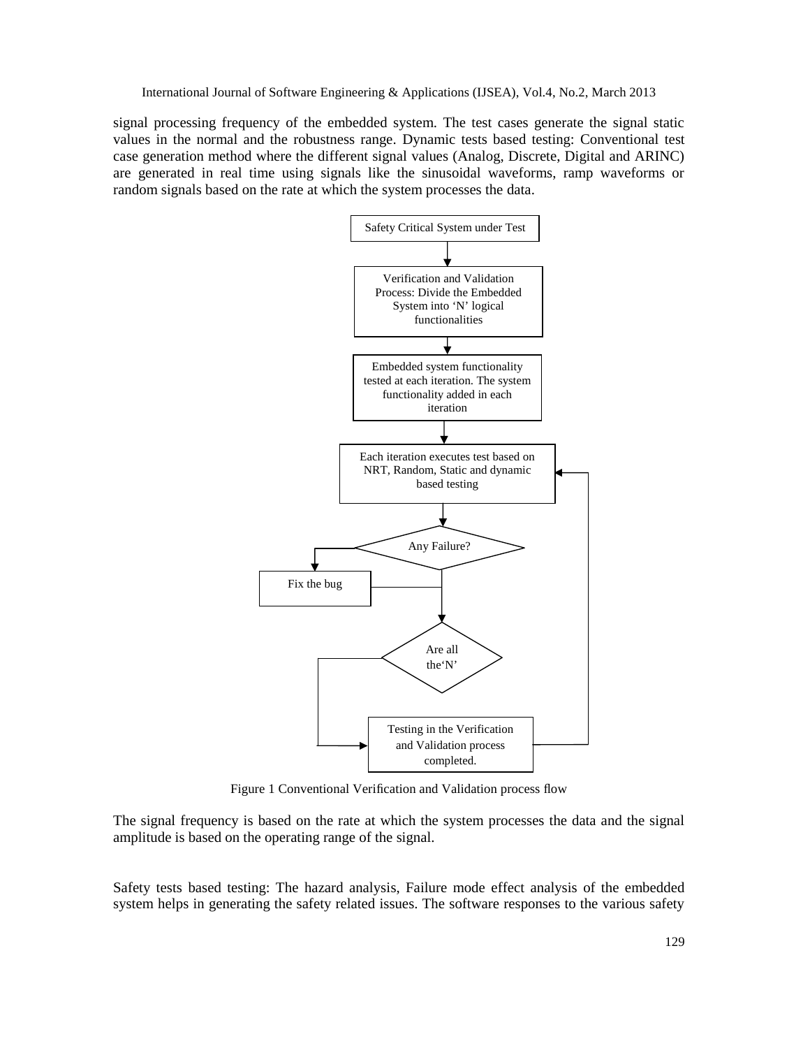signal processing frequency of the embedded system. The test cases generate the signal static values in the normal and the robustness range. Dynamic tests based testing: Conventional test case generation method where the different signal values (Analog, Discrete, Digital and ARINC) are generated in real time using signals like the sinusoidal waveforms, ramp waveforms or random signals based on the rate at which the system processes the data.

Safety Critical System under Test

Verification and Validation Process: Divide the Embedded System into 'N' logical functionalities

Embedded system functionality tested at each iteration. The system functionality added in each iteration

Each iteration executes test based on NRT, Random, Static and dynamic based testing

Any Failure?

Fix the bug

Are all the'N'

Testing in the Verification and Validation process completed.

Figure 1 Conventional Verification and Validation process flow

The signal frequency is based on the rate at which the system processes the data and the signal amplitude is based on the operating range of the signal.

Safety tests based testing: The hazard analysis, Failure mode effect analysis of the embedded system helps in generating the safety related issues. The software responses to the various safety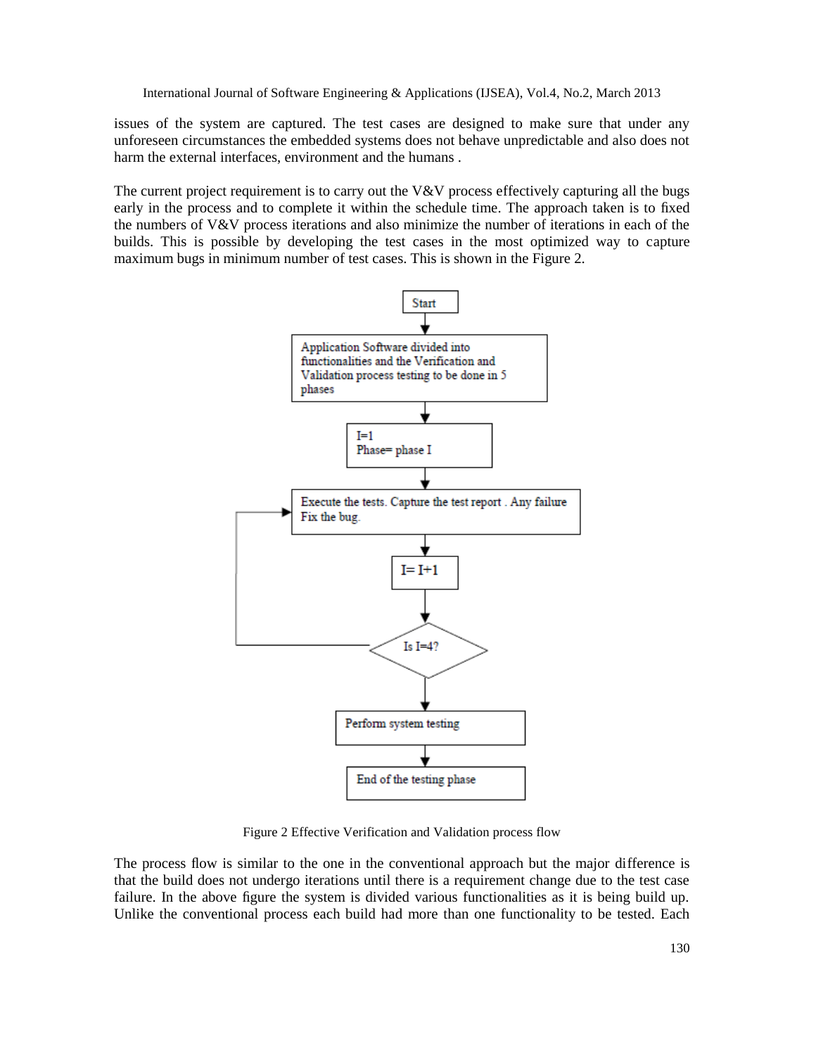issues of the system are captured. The test cases are designed to make sure that under any unforeseen circumstances the embedded systems does not behave unpredictable and also does not harm the external interfaces, environment and the humans .

The current project requirement is to carry out the V&V process effectively capturing all the bugs early in the process and to complete it within the schedule time. The approach taken is to fixed the numbers of V&V process iterations and also minimize the number of iterations in each of the builds. This is possible by developing the test cases in the most optimized way to capture maximum bugs in minimum number of test cases. This is shown in the Figure 2.

Start

Application Software divided into functionalities and the Verification and Validation process testing to be done in 5 phases

I=1
Phase= phase I

Execute the tests. Capture the test report . Any failure Fix the bug.

I= I+1

Is I=4?

Perform system testing

End of the testing phase

Figure 2 Effective Verification and Validation process flow

The process flow is similar to the one in the conventional approach but the major difference is that the build does not undergo iterations until there is a requirement change due to the test case failure. In the above figure the system is divided various functionalities as it is being build up. Unlike the conventional process each build had more than one functionality to be tested. Each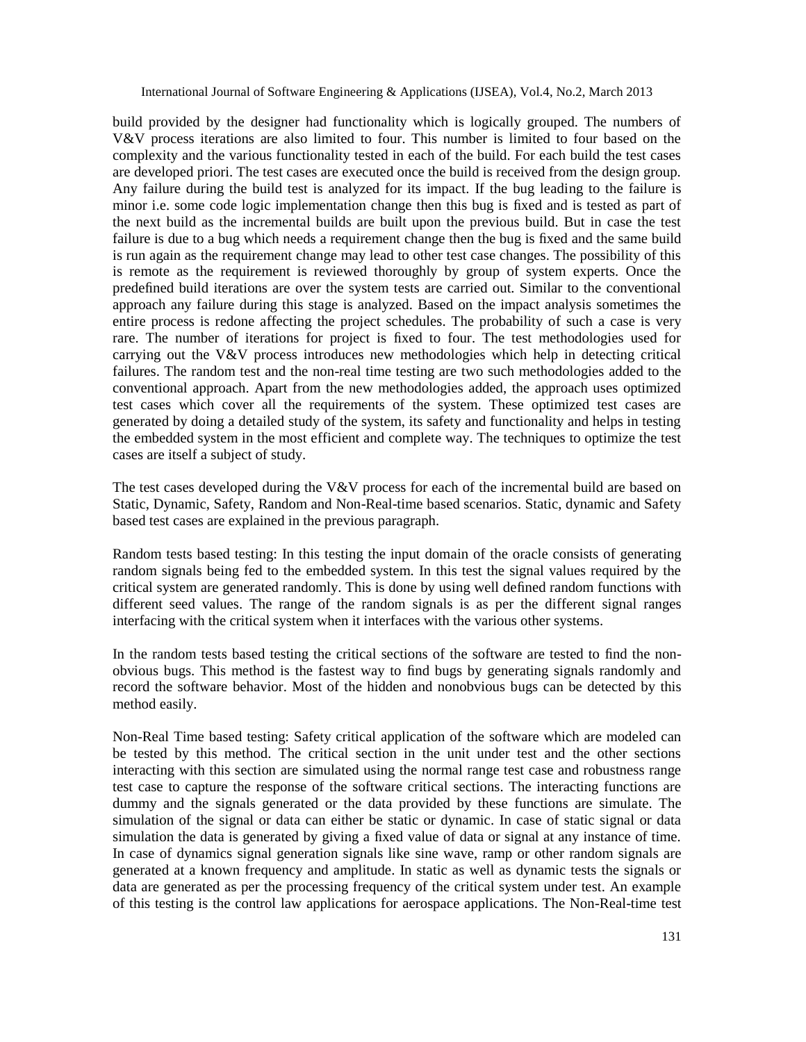build provided by the designer had functionality which is logically grouped. The numbers of V&V process iterations are also limited to four. This number is limited to four based on the complexity and the various functionality tested in each of the build. For each build the test cases are developed priori. The test cases are executed once the build is received from the design group. Any failure during the build test is analyzed for its impact. If the bug leading to the failure is minor i.e. some code logic implementation change then this bug is fixed and is tested as part of the next build as the incremental builds are built upon the previous build. But in case the test failure is due to a bug which needs a requirement change then the bug is fixed and the same build is run again as the requirement change may lead to other test case changes. The possibility of this is remote as the requirement is reviewed thoroughly by group of system experts. Once the predefined build iterations are over the system tests are carried out. Similar to the conventional approach any failure during this stage is analyzed. Based on the impact analysis sometimes the entire process is redone affecting the project schedules. The probability of such a case is very rare. The number of iterations for project is fixed to four. The test methodologies used for carrying out the V&V process introduces new methodologies which help in detecting critical failures. The random test and the non-real time testing are two such methodologies added to the conventional approach. Apart from the new methodologies added, the approach uses optimized test cases which cover all the requirements of the system. These optimized test cases are generated by doing a detailed study of the system, its safety and functionality and helps in testing the embedded system in the most efficient and complete way. The techniques to optimize the test cases are itself a subject of study.

The test cases developed during the V&V process for each of the incremental build are based on Static, Dynamic, Safety, Random and Non-Real-time based scenarios. Static, dynamic and Safety based test cases are explained in the previous paragraph.

Random tests based testing: In this testing the input domain of the oracle consists of generating random signals being fed to the embedded system. In this test the signal values required by the critical system are generated randomly. This is done by using well defined random functions with different seed values. The range of the random signals is as per the different signal ranges interfacing with the critical system when it interfaces with the various other systems.

In the random tests based testing the critical sections of the software are tested to find the non-obvious bugs. This method is the fastest way to find bugs by generating signals randomly and record the software behavior. Most of the hidden and nonobvious bugs can be detected by this method easily.

Non-Real Time based testing: Safety critical application of the software which are modeled can be tested by this method. The critical section in the unit under test and the other sections interacting with this section are simulated using the normal range test case and robustness range test case to capture the response of the software critical sections. The interacting functions are dummy and the signals generated or the data provided by these functions are simulate. The simulation of the signal or data can either be static or dynamic. In case of static signal or data simulation the data is generated by giving a fixed value of data or signal at any instance of time. In case of dynamics signal generation signals like sine wave, ramp or other random signals are generated at a known frequency and amplitude. In static as well as dynamic tests the signals or data are generated as per the processing frequency of the critical system under test. An example of this testing is the control law applications for aerospace applications. The Non-Real-time test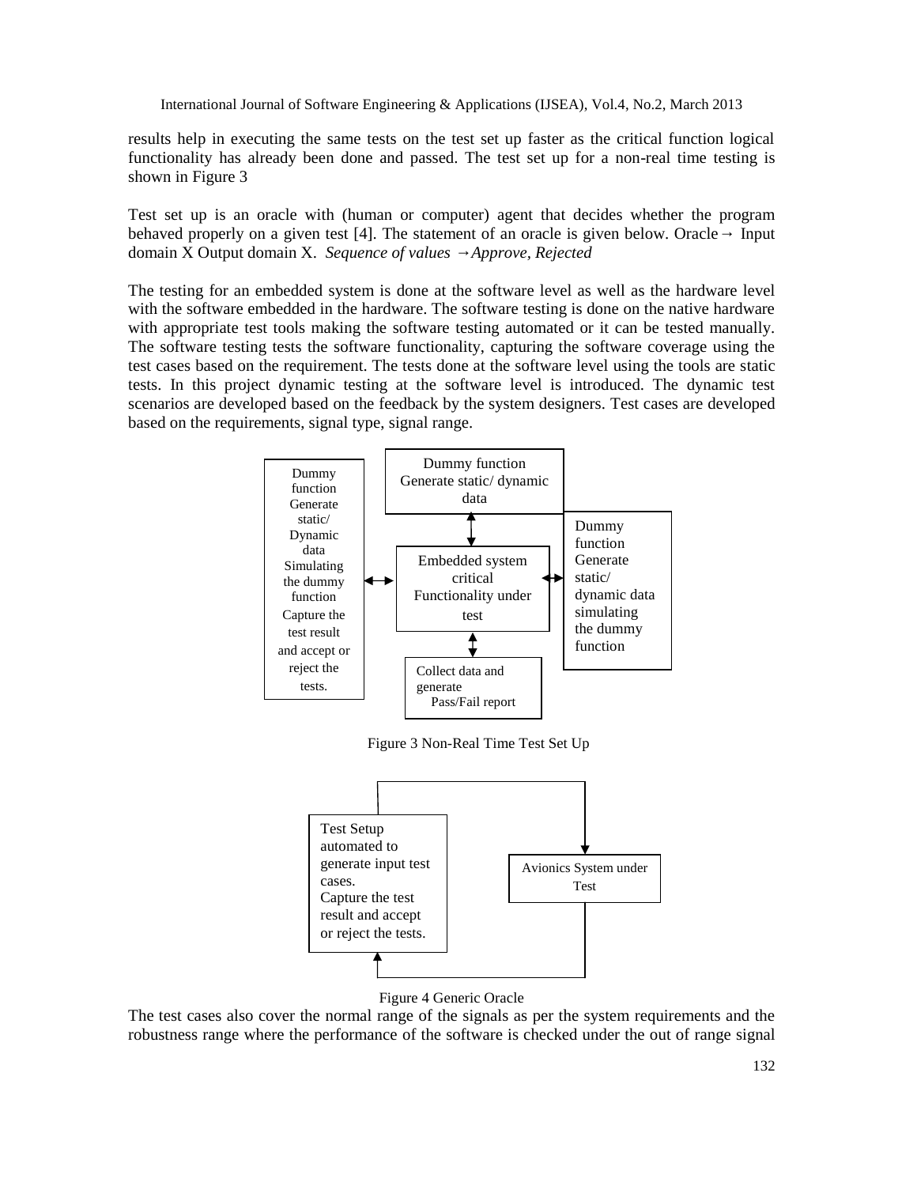results help in executing the same tests on the test set up faster as the critical function logical functionality has already been done and passed. The test set up for a non-real time testing is shown in Figure 3

Test set up is an oracle with (human or computer) agent that decides whether the program behaved properly on a given test [4]. The statement of an oracle is given below. Oracle → Input domain X Output domain X. *Sequence of values → Approve, Rejected*

The testing for an embedded system is done at the software level as well as the hardware level with the software embedded in the hardware. The software testing is done on the native hardware with appropriate test tools making the software testing automated or it can be tested manually. The software testing tests the software functionality, capturing the software coverage using the test cases based on the requirement. The tests done at the software level using the tools are static tests. In this project dynamic testing at the software level is introduced. The dynamic test scenarios are developed based on the feedback by the system designers. Test cases are developed based on the requirements, signal type, signal range.

Dummy function Generate static/ Dynamic data Simulating the dummy function Capture the test result and accept or reject the tests.

Dummy function Generate static/ dynamic data

Embedded system critical Functionality under test

Dummy function Generate static/ dynamic data simulating the dummy function

Collect data and generate Pass/Fail report

Figure 3 Non-Real Time Test Set Up

Test Setup automated to generate input test cases. Capture the test result and accept or reject the tests.

Avionics System under Test

Figure 4 Generic Oracle

The test cases also cover the normal range of the signals as per the system requirements and the robustness range where the performance of the software is checked under the out of range signal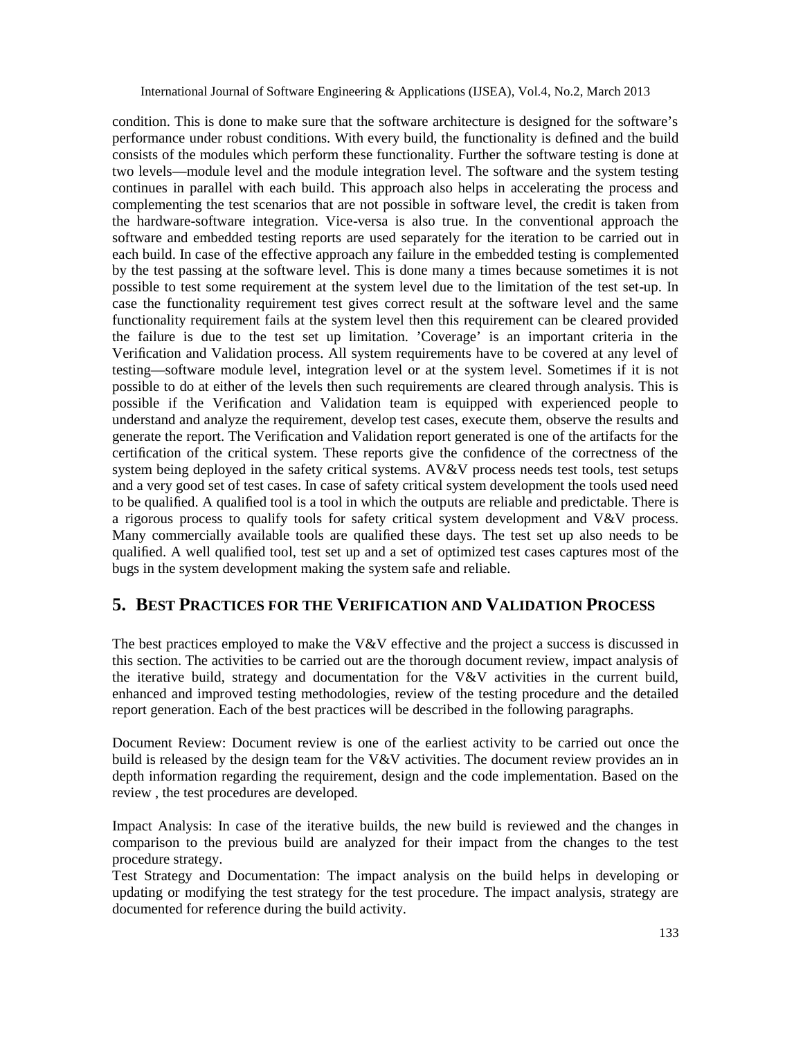condition. This is done to make sure that the software architecture is designed for the software's performance under robust conditions. With every build, the functionality is defined and the build consists of the modules which perform these functionality. Further the software testing is done at two levels—module level and the module integration level. The software and the system testing continues in parallel with each build. This approach also helps in accelerating the process and complementing the test scenarios that are not possible in software level, the credit is taken from the hardware-software integration. Vice-versa is also true. In the conventional approach the software and embedded testing reports are used separately for the iteration to be carried out in each build. In case of the effective approach any failure in the embedded testing is complemented by the test passing at the software level. This is done many a times because sometimes it is not possible to test some requirement at the system level due to the limitation of the test set-up. In case the functionality requirement test gives correct result at the software level and the same functionality requirement fails at the system level then this requirement can be cleared provided the failure is due to the test set up limitation. 'Coverage' is an important criteria in the Verification and Validation process. All system requirements have to be covered at any level of testing—software module level, integration level or at the system level. Sometimes if it is not possible to do at either of the levels then such requirements are cleared through analysis. This is possible if the Verification and Validation team is equipped with experienced people to understand and analyze the requirement, develop test cases, execute them, observe the results and generate the report. The Verification and Validation report generated is one of the artifacts for the certification of the critical system. These reports give the confidence of the correctness of the system being deployed in the safety critical systems. AV&V process needs test tools, test setups and a very good set of test cases. In case of safety critical system development the tools used need to be qualified. A qualified tool is a tool in which the outputs are reliable and predictable. There is a rigorous process to qualify tools for safety critical system development and V&V process. Many commercially available tools are qualified these days. The test set up also needs to be qualified. A well qualified tool, test set up and a set of optimized test cases captures most of the bugs in the system development making the system safe and reliable.

## 5. BEST PRACTICES FOR THE VERIFICATION AND VALIDATION PROCESS

The best practices employed to make the V&V effective and the project a success is discussed in this section. The activities to be carried out are the thorough document review, impact analysis of the iterative build, strategy and documentation for the V&V activities in the current build, enhanced and improved testing methodologies, review of the testing procedure and the detailed report generation. Each of the best practices will be described in the following paragraphs.

Document Review: Document review is one of the earliest activity to be carried out once the build is released by the design team for the V&V activities. The document review provides an in depth information regarding the requirement, design and the code implementation. Based on the review , the test procedures are developed.

Impact Analysis: In case of the iterative builds, the new build is reviewed and the changes in comparison to the previous build are analyzed for their impact from the changes to the test procedure strategy.

Test Strategy and Documentation: The impact analysis on the build helps in developing or updating or modifying the test strategy for the test procedure. The impact analysis, strategy are documented for reference during the build activity.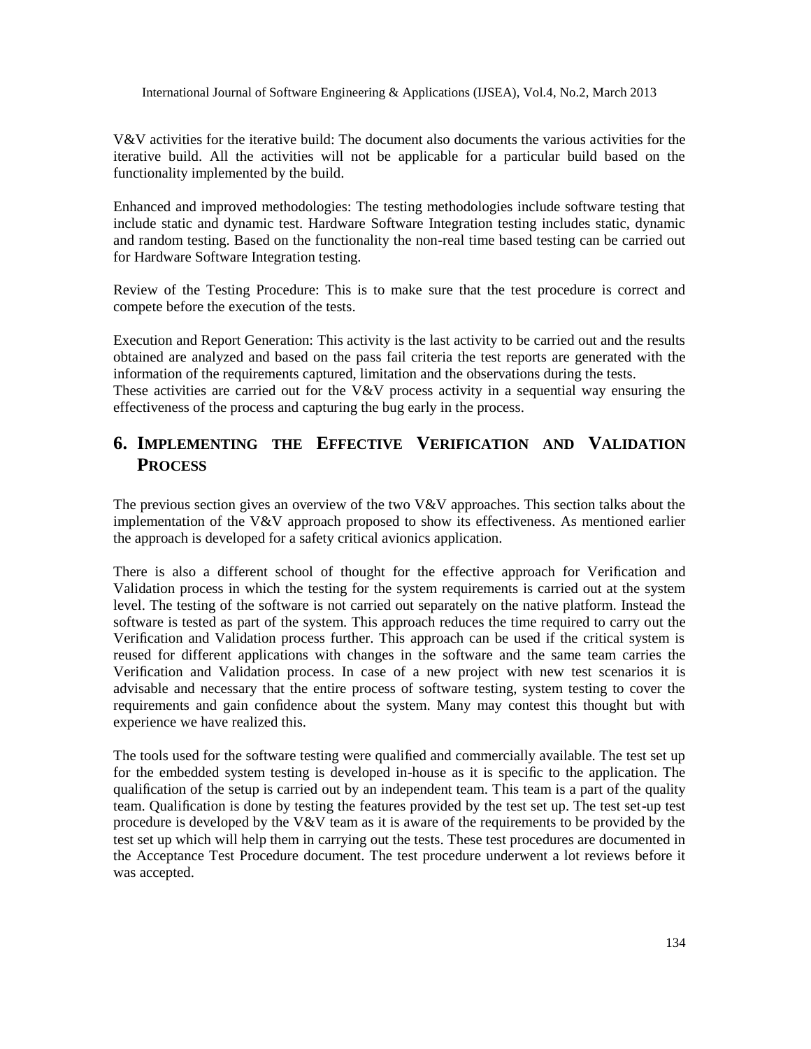V&V activities for the iterative build: The document also documents the various activities for the iterative build. All the activities will not be applicable for a particular build based on the functionality implemented by the build.

Enhanced and improved methodologies: The testing methodologies include software testing that include static and dynamic test. Hardware Software Integration testing includes static, dynamic and random testing. Based on the functionality the non-real time based testing can be carried out for Hardware Software Integration testing.

Review of the Testing Procedure: This is to make sure that the test procedure is correct and compete before the execution of the tests.

Execution and Report Generation: This activity is the last activity to be carried out and the results obtained are analyzed and based on the pass fail criteria the test reports are generated with the information of the requirements captured, limitation and the observations during the tests.
These activities are carried out for the V&V process activity in a sequential way ensuring the effectiveness of the process and capturing the bug early in the process.

## 6. IMPLEMENTING THE EFFECTIVE VERIFICATION AND VALIDATION PROCESS

The previous section gives an overview of the two V&V approaches. This section talks about the implementation of the V&V approach proposed to show its effectiveness. As mentioned earlier the approach is developed for a safety critical avionics application.

There is also a different school of thought for the effective approach for Verification and Validation process in which the testing for the system requirements is carried out at the system level. The testing of the software is not carried out separately on the native platform. Instead the software is tested as part of the system. This approach reduces the time required to carry out the Verification and Validation process further. This approach can be used if the critical system is reused for different applications with changes in the software and the same team carries the Verification and Validation process. In case of a new project with new test scenarios it is advisable and necessary that the entire process of software testing, system testing to cover the requirements and gain confidence about the system. Many may contest this thought but with experience we have realized this.

The tools used for the software testing were qualified and commercially available. The test set up for the embedded system testing is developed in-house as it is specific to the application. The qualification of the setup is carried out by an independent team. This team is a part of the quality team. Qualification is done by testing the features provided by the test set up. The test set-up test procedure is developed by the V&V team as it is aware of the requirements to be provided by the test set up which will help them in carrying out the tests. These test procedures are documented in the Acceptance Test Procedure document. The test procedure underwent a lot reviews before it was accepted.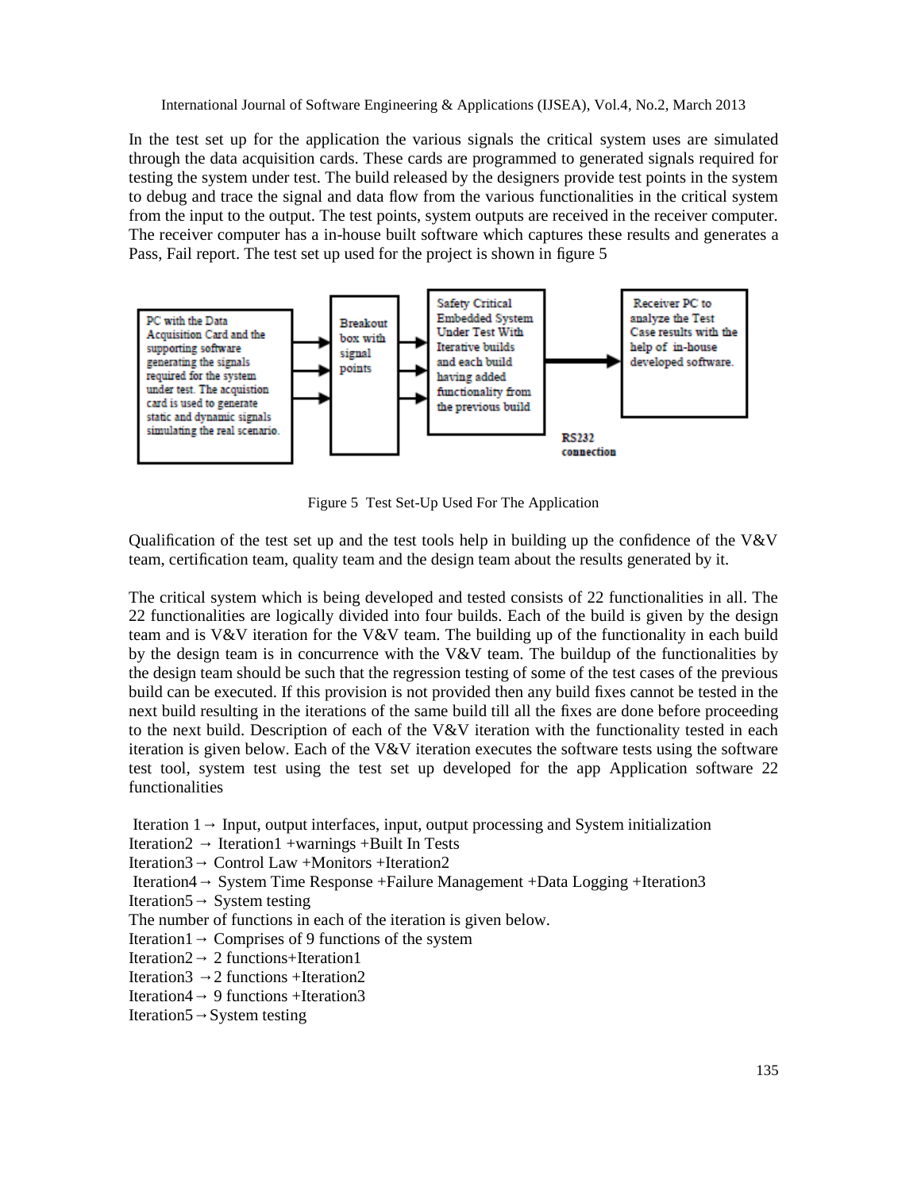In the test set up for the application the various signals the critical system uses are simulated through the data acquisition cards. These cards are programmed to generated signals required for testing the system under test. The build released by the designers provide test points in the system to debug and trace the signal and data flow from the various functionalities in the critical system from the input to the output. The test points, system outputs are received in the receiver computer. The receiver computer has a in-house built software which captures these results and generates a Pass, Fail report. The test set up used for the project is shown in figure 5

PC with the Data Acquisition Card and the supporting software generating the signals required for the system under test. The acquistion card is used to generate static and dynamic signals simulating the real scenario.

Breakout box with signal points

Safety Critical Embedded System Under Test With Iterative builds and each build having added functionality from the previous build

Receiver PC to analyze the Test Case results with the help of in-house developed software.

RS232 connection

Figure 5 Test Set-Up Used For The Application

Qualification of the test set up and the test tools help in building up the confidence of the V&V team, certification team, quality team and the design team about the results generated by it.

The critical system which is being developed and tested consists of 22 functionalities in all. The 22 functionalities are logically divided into four builds. Each of the build is given by the design team and is V&V iteration for the V&V team. The building up of the functionality in each build by the design team is in concurrence with the V&V team. The buildup of the functionalities by the design team should be such that the regression testing of some of the test cases of the previous build can be executed. If this provision is not provided then any build fixes cannot be tested in the next build resulting in the iterations of the same build till all the fixes are done before proceeding to the next build. Description of each of the V&V iteration with the functionality tested in each iteration is given below. Each of the V&V iteration executes the software tests using the software test tool, system test using the test set up developed for the app Application software 22 functionalities

Iteration 1 → Input, output interfaces, input, output processing and System initialization  
Iteration2 → Iteration1 +warnings +Built In Tests  
Iteration3 → Control Law +Monitors +Iteration2  
Iteration4 → System Time Response +Failure Management +Data Logging +Iteration3  
Iteration5 → System testing  
The number of functions in each of the iteration is given below.  
Iteration1 → Comprises of 9 functions of the system  
Iteration2 → 2 functions+Iteration1  
Iteration3 → 2 functions +Iteration2  
Iteration4 → 9 functions +Iteration3  
Iteration5 → System testing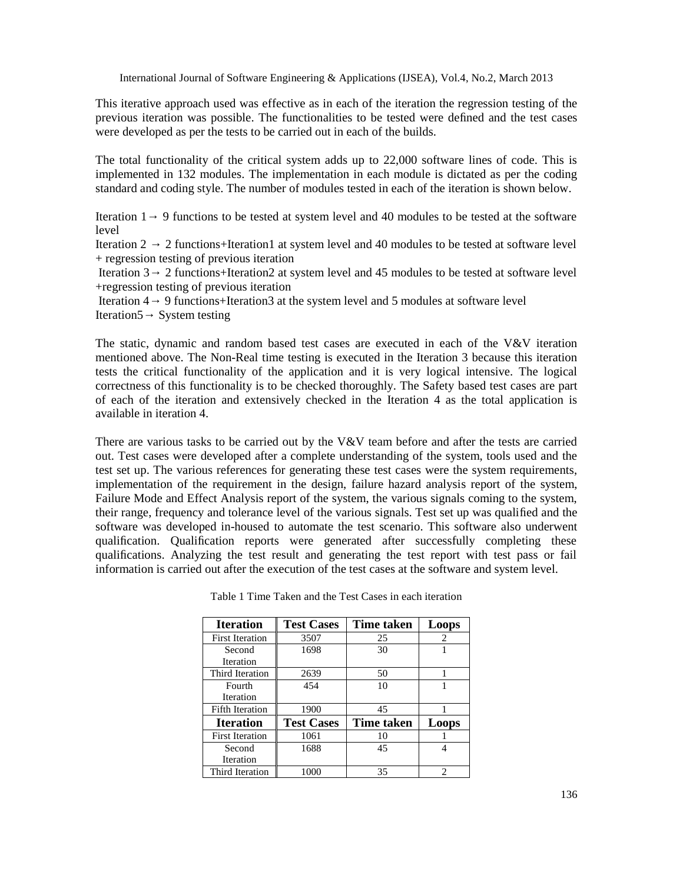This iterative approach used was effective as in each of the iteration the regression testing of the previous iteration was possible. The functionalities to be tested were defined and the test cases were developed as per the tests to be carried out in each of the builds.

The total functionality of the critical system adds up to 22,000 software lines of code. This is implemented in 132 modules. The implementation in each module is dictated as per the coding standard and coding style. The number of modules tested in each of the iteration is shown below.

Iteration 1 → 9 functions to be tested at system level and 40 modules to be tested at the software level
Iteration 2 → 2 functions+Iteration1 at system level and 40 modules to be tested at software level + regression testing of previous iteration
Iteration 3 → 2 functions+Iteration2 at system level and 45 modules to be tested at software level +regression testing of previous iteration
Iteration 4 → 9 functions+Iteration3 at the system level and 5 modules at software level
Iteration5 → System testing

The static, dynamic and random based test cases are executed in each of the V&V iteration mentioned above. The Non-Real time testing is executed in the Iteration 3 because this iteration tests the critical functionality of the application and it is very logical intensive. The logical correctness of this functionality is to be checked thoroughly. The Safety based test cases are part of each of the iteration and extensively checked in the Iteration 4 as the total application is available in iteration 4.

There are various tasks to be carried out by the V&V team before and after the tests are carried out. Test cases were developed after a complete understanding of the system, tools used and the test set up. The various references for generating these test cases were the system requirements, implementation of the requirement in the design, failure hazard analysis report of the system, Failure Mode and Effect Analysis report of the system, the various signals coming to the system, their range, frequency and tolerance level of the various signals. Test set up was qualified and the software was developed in-housed to automate the test scenario. This software also underwent qualification. Qualification reports were generated after successfully completing these qualifications. Analyzing the test result and generating the test report with test pass or fail information is carried out after the execution of the test cases at the software and system level.

Table 1 Time Taken and the Test Cases in each iteration

| Iteration | Test Cases | Time taken | Loops |
|---|---|---|---|
| First Iteration | 3507 | 25 | 2 |
| Second Iteration | 1698 | 30 | 1 |
| Third Iteration | 2639 | 50 | 1 |
| Fourth Iteration | 454 | 10 | 1 |
| Fifth Iteration | 1900 | 45 | 1 |
| **Iteration** | **Test Cases** | **Time taken** | **Loops** |
| First Iteration | 1061 | 10 | 1 |
| Second Iteration | 1688 | 45 | 4 |
| Third Iteration | 1000 | 35 | 2 |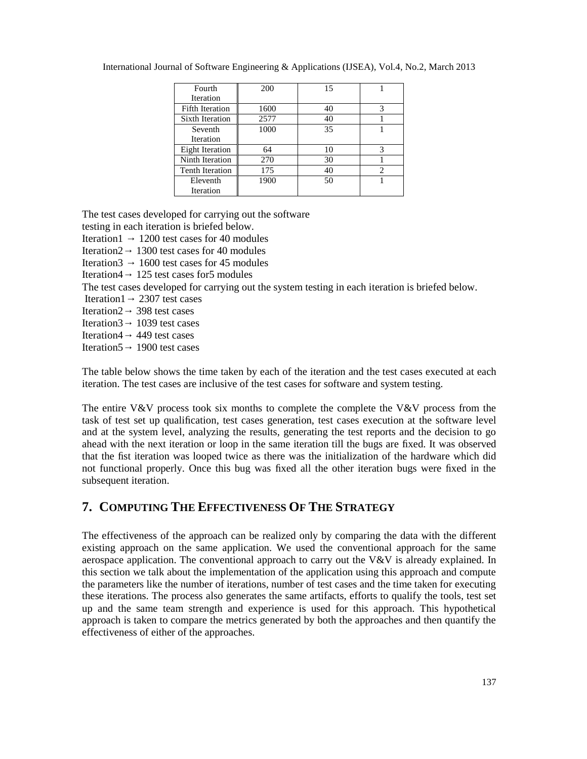| Fourth Iteration | 200 | 15 | 1 |
|---|---|---|---|
| Fifth Iteration | 1600 | 40 | 3 |
| Sixth Iteration | 2577 | 40 | 1 |
| Seventh Iteration | 1000 | 35 | 1 |
| Eight Iteration | 64 | 10 | 3 |
| Ninth Iteration | 270 | 30 | 1 |
| Tenth Iteration | 175 | 40 | 2 |
| Eleventh Iteration | 1900 | 50 | 1 |

The test cases developed for carrying out the software testing in each iteration is briefed below.

Iteration1 → 1200 test cases for 40 modules
Iteration2 → 1300 test cases for 40 modules
Iteration3 → 1600 test cases for 45 modules
Iteration4 → 125 test cases for5 modules

The test cases developed for carrying out the system testing in each iteration is briefed below.

Iteration1 → 2307 test cases
Iteration2 → 398 test cases
Iteration3 → 1039 test cases
Iteration4 → 449 test cases
Iteration5 → 1900 test cases

The table below shows the time taken by each of the iteration and the test cases executed at each iteration. The test cases are inclusive of the test cases for software and system testing.

The entire V&V process took six months to complete the complete the V&V process from the task of test set up qualification, test cases generation, test cases execution at the software level and at the system level, analyzing the results, generating the test reports and the decision to go ahead with the next iteration or loop in the same iteration till the bugs are fixed. It was observed that the fist iteration was looped twice as there was the initialization of the hardware which did not functional properly. Once this bug was fixed all the other iteration bugs were fixed in the subsequent iteration.

## 7. Computing The Effectiveness Of The Strategy

The effectiveness of the approach can be realized only by comparing the data with the different existing approach on the same application. We used the conventional approach for the same aerospace application. The conventional approach to carry out the V&V is already explained. In this section we talk about the implementation of the application using this approach and compute the parameters like the number of iterations, number of test cases and the time taken for executing these iterations. The process also generates the same artifacts, efforts to qualify the tools, test set up and the same team strength and experience is used for this approach. This hypothetical approach is taken to compare the metrics generated by both the approaches and then quantify the effectiveness of either of the approaches.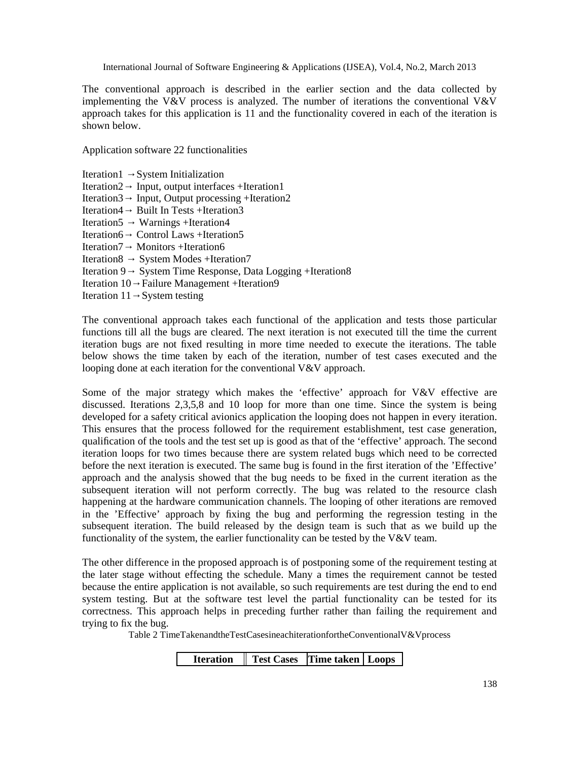The conventional approach is described in the earlier section and the data collected by implementing the V&V process is analyzed. The number of iterations the conventional V&V approach takes for this application is 11 and the functionality covered in each of the iteration is shown below.

Application software 22 functionalities

Iteration1 → System Initialization
Iteration2 → Input, output interfaces +Iteration1
Iteration3 → Input, Output processing +Iteration2
Iteration4 → Built In Tests +Iteration3
Iteration5 → Warnings +Iteration4
Iteration6 → Control Laws +Iteration5
Iteration7 → Monitors +Iteration6
Iteration8 → System Modes +Iteration7
Iteration 9 → System Time Response, Data Logging +Iteration8
Iteration 10 → Failure Management +Iteration9
Iteration 11 → System testing

The conventional approach takes each functional of the application and tests those particular functions till all the bugs are cleared. The next iteration is not executed till the time the current iteration bugs are not fixed resulting in more time needed to execute the iterations. The table below shows the time taken by each of the iteration, number of test cases executed and the looping done at each iteration for the conventional V&V approach.

Some of the major strategy which makes the 'effective' approach for V&V effective are discussed. Iterations 2,3,5,8 and 10 loop for more than one time. Since the system is being developed for a safety critical avionics application the looping does not happen in every iteration. This ensures that the process followed for the requirement establishment, test case generation, qualification of the tools and the test set up is good as that of the 'effective' approach. The second iteration loops for two times because there are system related bugs which need to be corrected before the next iteration is executed. The same bug is found in the first iteration of the 'Effective' approach and the analysis showed that the bug needs to be fixed in the current iteration as the subsequent iteration will not perform correctly. The bug was related to the resource clash happening at the hardware communication channels. The looping of other iterations are removed in the 'Effective' approach by fixing the bug and performing the regression testing in the subsequent iteration. The build released by the design team is such that as we build up the functionality of the system, the earlier functionality can be tested by the V&V team.

The other difference in the proposed approach is of postponing some of the requirement testing at the later stage without effecting the schedule. Many a times the requirement cannot be tested because the entire application is not available, so such requirements are test during the end to end system testing. But at the software test level the partial functionality can be tested for its correctness. This approach helps in preceding further rather than failing the requirement and trying to fix the bug.

Table 2 TimeTakenandtheTestCasesineachiterationfortheConventionalV&Vprocess

| Iteration | Test Cases | Time taken | Loops |
|---|---|---|---|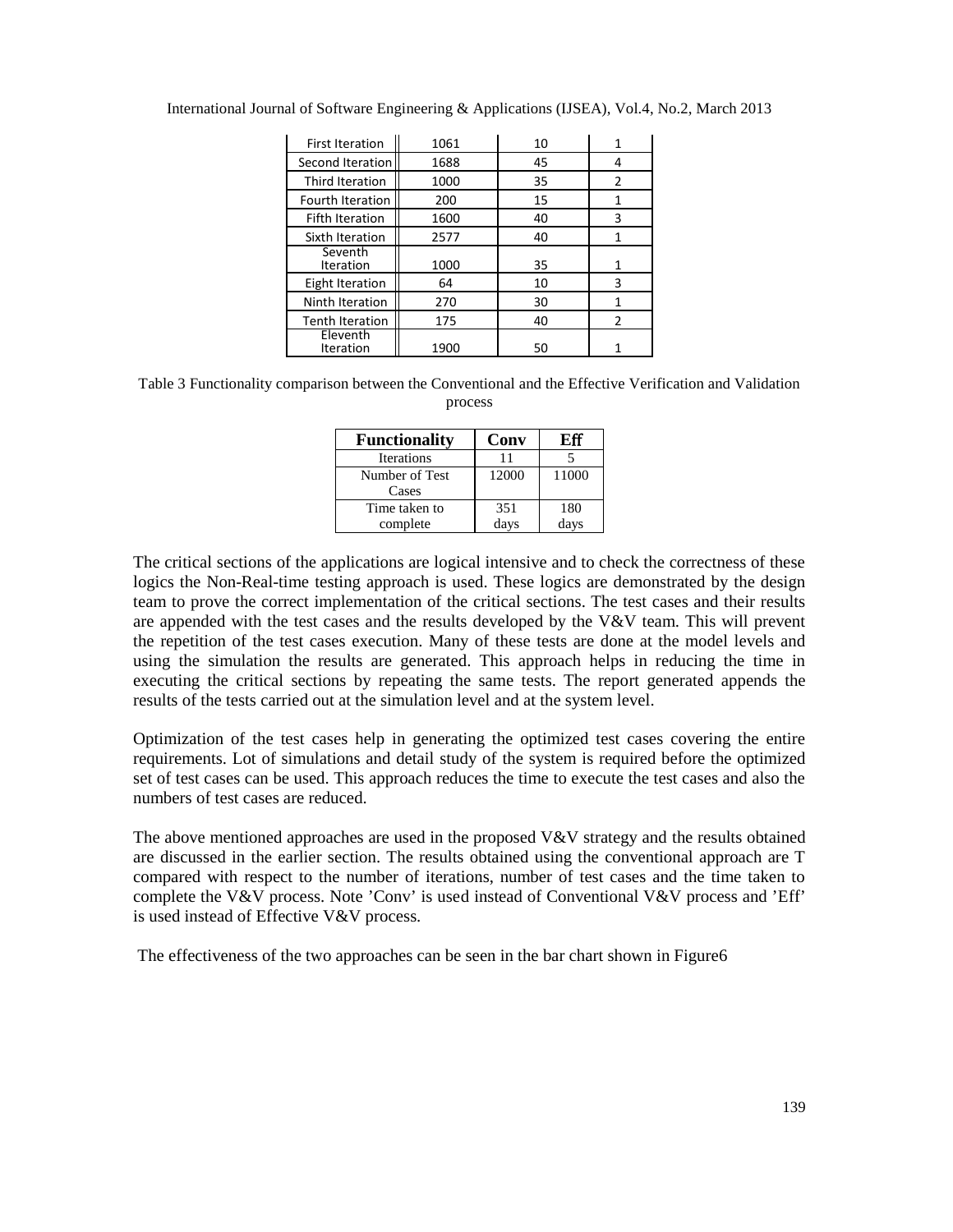| First Iteration | 1061 | 10 | 1 |
|---|---|---|---|
| Second Iteration | 1688 | 45 | 4 |
| Third Iteration | 1000 | 35 | 2 |
| Fourth Iteration | 200 | 15 | 1 |
| Fifth Iteration | 1600 | 40 | 3 |
| Sixth Iteration | 2577 | 40 | 1 |
| Seventh Iteration | 1000 | 35 | 1 |
| Eight Iteration | 64 | 10 | 3 |
| Ninth Iteration | 270 | 30 | 1 |
| Tenth Iteration | 175 | 40 | 2 |
| Eleventh Iteration | 1900 | 50 | 1 |

Table 3 Functionality comparison between the Conventional and the Effective Verification and Validation process

| Functionality | Conv | Eff |
|---|---|---|
| Iterations | 11 | 5 |
| Number of Test Cases | 12000 | 11000 |
| Time taken to complete | 351 days | 180 days |

The critical sections of the applications are logical intensive and to check the correctness of these logics the Non-Real-time testing approach is used. These logics are demonstrated by the design team to prove the correct implementation of the critical sections. The test cases and their results are appended with the test cases and the results developed by the V&V team. This will prevent the repetition of the test cases execution. Many of these tests are done at the model levels and using the simulation the results are generated. This approach helps in reducing the time in executing the critical sections by repeating the same tests. The report generated appends the results of the tests carried out at the simulation level and at the system level.

Optimization of the test cases help in generating the optimized test cases covering the entire requirements. Lot of simulations and detail study of the system is required before the optimized set of test cases can be used. This approach reduces the time to execute the test cases and also the numbers of test cases are reduced.

The above mentioned approaches are used in the proposed V&V strategy and the results obtained are discussed in the earlier section. The results obtained using the conventional approach are T compared with respect to the number of iterations, number of test cases and the time taken to complete the V&V process. Note 'Conv' is used instead of Conventional V&V process and 'Eff' is used instead of Effective V&V process.

The effectiveness of the two approaches can be seen in the bar chart shown in Figure6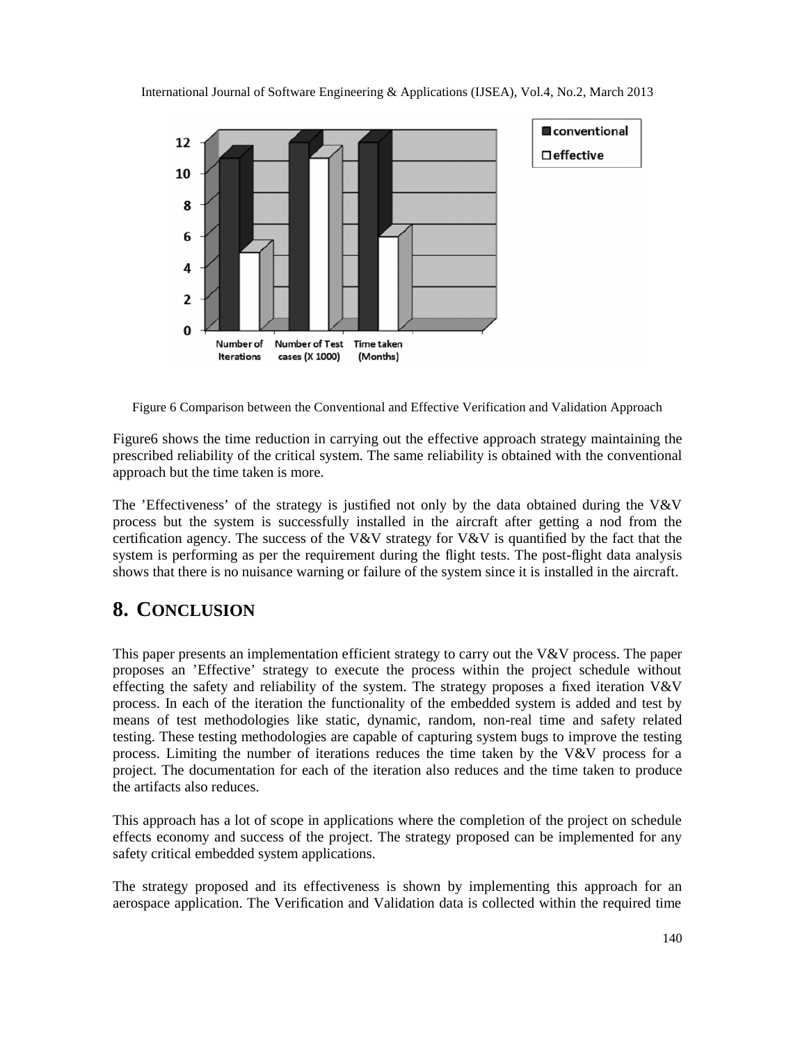12
10
8
6
4
2
0

Number of Iterations
Number of Test cases (X 1000)
Time taken (Months)

conventional
effective

Figure 6 Comparison between the Conventional and Effective Verification and Validation Approach

Figure6 shows the time reduction in carrying out the effective approach strategy maintaining the prescribed reliability of the critical system. The same reliability is obtained with the conventional approach but the time taken is more.

The 'Effectiveness' of the strategy is justified not only by the data obtained during the V&V process but the system is successfully installed in the aircraft after getting a nod from the certification agency. The success of the V&V strategy for V&V is quantified by the fact that the system is performing as per the requirement during the flight tests. The post-flight data analysis shows that there is no nuisance warning or failure of the system since it is installed in the aircraft.

## 8. CONCLUSION

This paper presents an implementation efficient strategy to carry out the V&V process. The paper proposes an 'Effective' strategy to execute the process within the project schedule without effecting the safety and reliability of the system. The strategy proposes a fixed iteration V&V process. In each of the iteration the functionality of the embedded system is added and test by means of test methodologies like static, dynamic, random, non-real time and safety related testing. These testing methodologies are capable of capturing system bugs to improve the testing process. Limiting the number of iterations reduces the time taken by the V&V process for a project. The documentation for each of the iteration also reduces and the time taken to produce the artifacts also reduces.

This approach has a lot of scope in applications where the completion of the project on schedule effects economy and success of the project. The strategy proposed can be implemented for any safety critical embedded system applications.

The strategy proposed and its effectiveness is shown by implementing this approach for an aerospace application. The Verification and Validation data is collected within the required time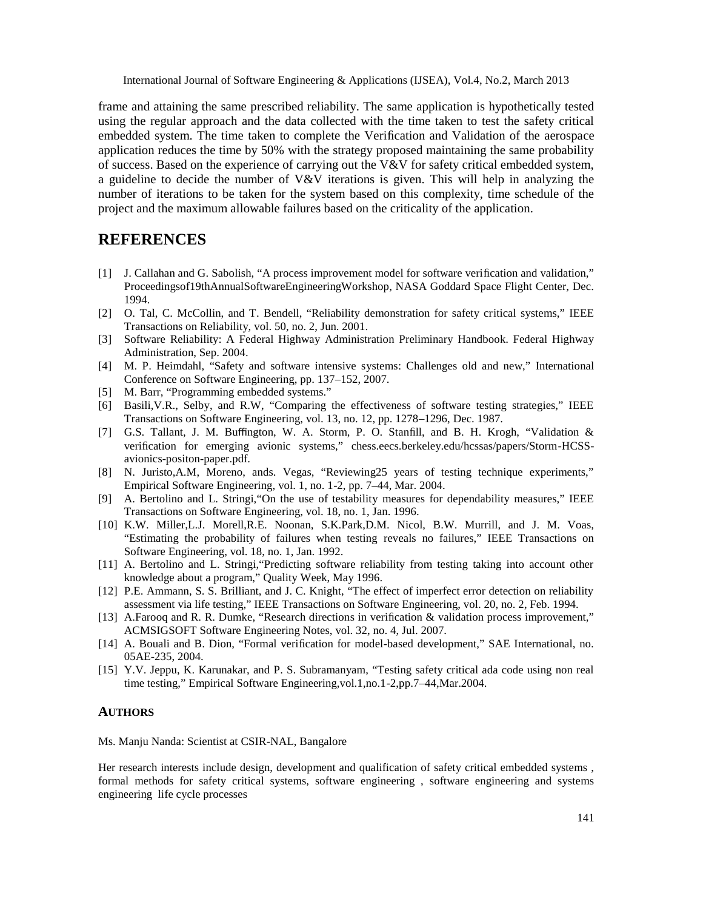frame and attaining the same prescribed reliability. The same application is hypothetically tested using the regular approach and the data collected with the time taken to test the safety critical embedded system. The time taken to complete the Verification and Validation of the aerospace application reduces the time by 50% with the strategy proposed maintaining the same probability of success. Based on the experience of carrying out the V&V for safety critical embedded system, a guideline to decide the number of V&V iterations is given. This will help in analyzing the number of iterations to be taken for the system based on this complexity, time schedule of the project and the maximum allowable failures based on the criticality of the application.

# REFERENCES

[1] J. Callahan and G. Sabolish, "A process improvement model for software verification and validation," Proceedingsof19thAnnualSoftwareEngineeringWorkshop, NASA Goddard Space Flight Center, Dec. 1994.

[2] O. Tal, C. McCollin, and T. Bendell, "Reliability demonstration for safety critical systems," IEEE Transactions on Reliability, vol. 50, no. 2, Jun. 2001.

[3] Software Reliability: A Federal Highway Administration Preliminary Handbook. Federal Highway Administration, Sep. 2004.

[4] M. P. Heimdahl, "Safety and software intensive systems: Challenges old and new," International Conference on Software Engineering, pp. 137–152, 2007.

[5] M. Barr, "Programming embedded systems."

[6] Basili,V.R., Selby, and R.W, "Comparing the effectiveness of software testing strategies," IEEE Transactions on Software Engineering, vol. 13, no. 12, pp. 1278–1296, Dec. 1987.

[7] G.S. Tallant, J. M. Buffington, W. A. Storm, P. O. Stanfill, and B. H. Krogh, "Validation & verification for emerging avionic systems," chess.eecs.berkeley.edu/hcssas/papers/Storm-HCSS-avionics-positon-paper.pdf.

[8] N. Juristo,A.M, Moreno, ands. Vegas, "Reviewing25 years of testing technique experiments," Empirical Software Engineering, vol. 1, no. 1-2, pp. 7–44, Mar. 2004.

[9] A. Bertolino and L. Stringi,"On the use of testability measures for dependability measures," IEEE Transactions on Software Engineering, vol. 18, no. 1, Jan. 1996.

[10] K.W. Miller,L.J. Morell,R.E. Noonan, S.K.Park,D.M. Nicol, B.W. Murrill, and J. M. Voas, "Estimating the probability of failures when testing reveals no failures," IEEE Transactions on Software Engineering, vol. 18, no. 1, Jan. 1992.

[11] A. Bertolino and L. Stringi,"Predicting software reliability from testing taking into account other knowledge about a program," Quality Week, May 1996.

[12] P.E. Ammann, S. S. Brilliant, and J. C. Knight, "The effect of imperfect error detection on reliability assessment via life testing," IEEE Transactions on Software Engineering, vol. 20, no. 2, Feb. 1994.

[13] A.Farooq and R. R. Dumke, "Research directions in verification & validation process improvement," ACMSIGSOFT Software Engineering Notes, vol. 32, no. 4, Jul. 2007.

[14] A. Bouali and B. Dion, "Formal verification for model-based development," SAE International, no. 05AE-235, 2004.

[15] Y.V. Jeppu, K. Karunakar, and P. S. Subramanyam, "Testing safety critical ada code using non real time testing," Empirical Software Engineering,vol.1,no.1-2,pp.7–44,Mar.2004.

### AUTHORS

Ms. Manju Nanda: Scientist at CSIR-NAL, Bangalore

Her research interests include design, development and qualification of safety critical embedded systems , formal methods for safety critical systems, software engineering , software engineering and systems engineering life cycle processes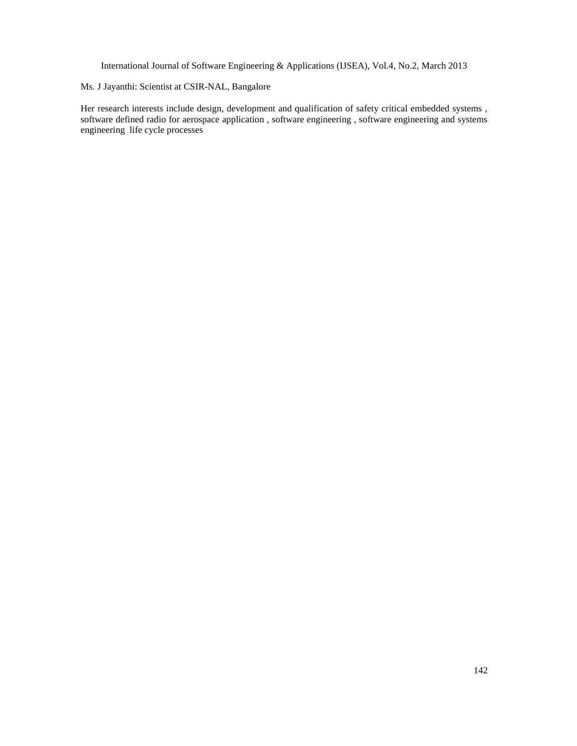Ms. J Jayanthi: Scientist at CSIR-NAL, Bangalore

Her research interests include design, development and qualification of safety critical embedded systems , software defined radio for aerospace application , software engineering , software engineering and systems engineering life cycle processes